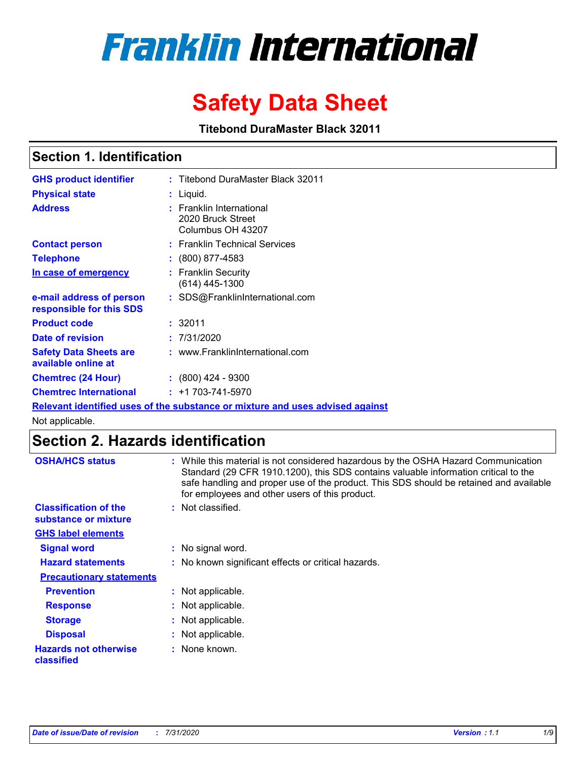# Franklin International

# Safety Data Sheet

**Titebond DuraMaster Black 32011**

## Section 1. Identification

| | |
|---|---|
| **GHS product identifier** | : Titebond DuraMaster Black 32011 |
| **Physical state** | : Liquid. |
| **Address** | : Franklin International<br>2020 Bruck Street<br>Columbus OH 43207 |
| **Contact person** | : Franklin Technical Services |
| **Telephone** | : (800) 877-4583 |
| **In case of emergency** | : Franklin Security<br>(614) 445-1300 |
| **e-mail address of person responsible for this SDS** | : SDS@FranklinInternational.com |
| **Product code** | : 32011 |
| **Date of revision** | : 7/31/2020 |
| **Safety Data Sheets are available online at** | : www.FranklinInternational.com |
| **Chemtrec (24 Hour)** | : (800) 424 - 9300 |
| **Chemtrec International** | : +1 703-741-5970 |

**Relevant identified uses of the substance or mixture and uses advised against**

Not applicable.

## Section 2. Hazards identification

| | |
|---|---|
| **OSHA/HCS status** | : While this material is not considered hazardous by the OSHA Hazard Communication Standard (29 CFR 1910.1200), this SDS contains valuable information critical to the safe handling and proper use of the product. This SDS should be retained and available for employees and other users of this product. |
| **Classification of the substance or mixture** | : Not classified. |

**GHS label elements**

| | |
|---|---|
| **Signal word** | : No signal word. |
| **Hazard statements** | : No known significant effects or critical hazards. |

**Precautionary statements**

| | |
|---|---|
| **Prevention** | : Not applicable. |
| **Response** | : Not applicable. |
| **Storage** | : Not applicable. |
| **Disposal** | : Not applicable. |
| **Hazards not otherwise classified** | : None known. |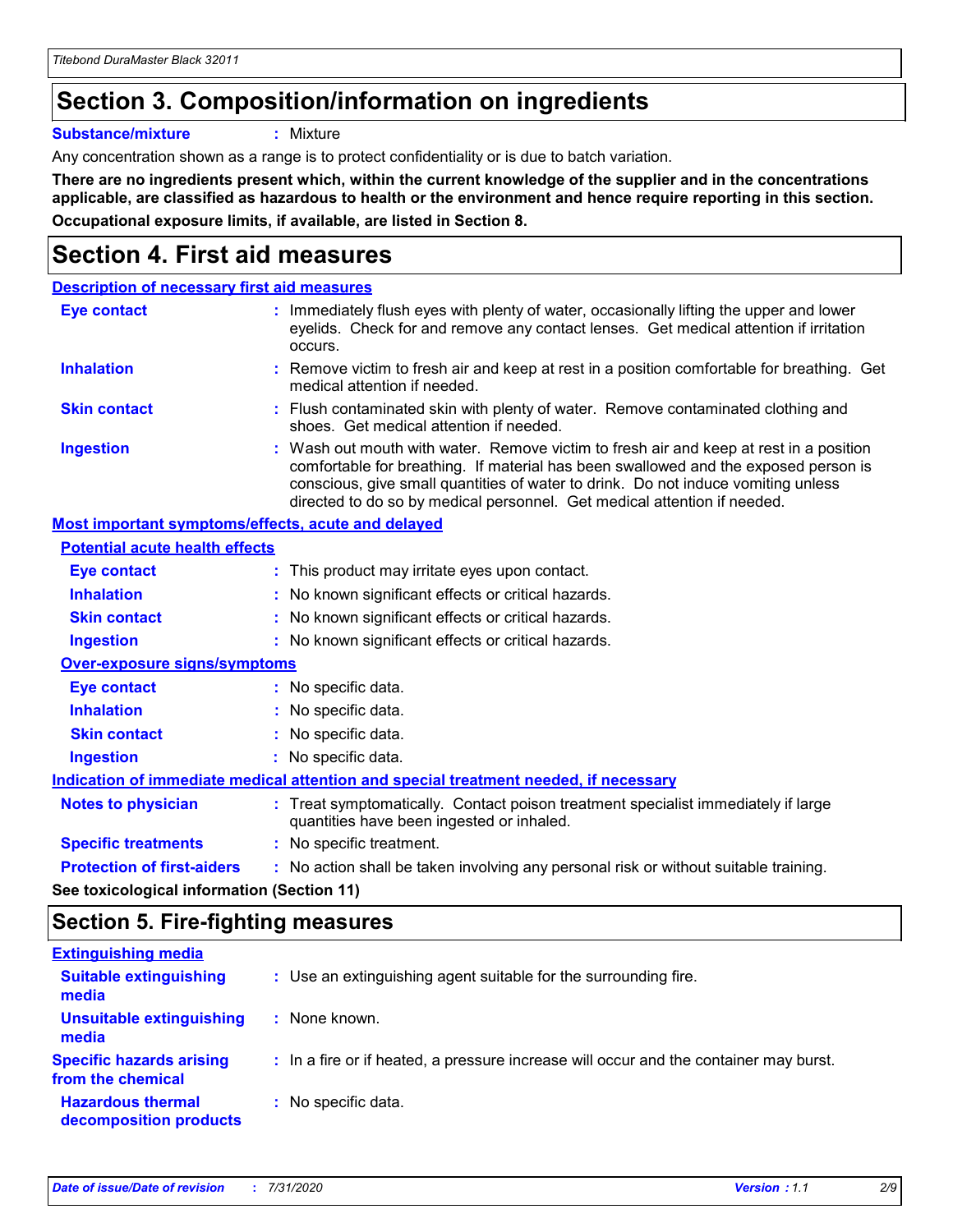# Section 3. Composition/information on ingredients

**Substance/mixture** : Mixture

Any concentration shown as a range is to protect confidentiality or is due to batch variation.

**There are no ingredients present which, within the current knowledge of the supplier and in the concentrations applicable, are classified as hazardous to health or the environment and hence require reporting in this section.**

**Occupational exposure limits, if available, are listed in Section 8.**

# Section 4. First aid measures

### Description of necessary first aid measures

**Eye contact** : Immediately flush eyes with plenty of water, occasionally lifting the upper and lower eyelids. Check for and remove any contact lenses. Get medical attention if irritation occurs.

**Inhalation** : Remove victim to fresh air and keep at rest in a position comfortable for breathing. Get medical attention if needed.

**Skin contact** : Flush contaminated skin with plenty of water. Remove contaminated clothing and shoes. Get medical attention if needed.

**Ingestion** : Wash out mouth with water. Remove victim to fresh air and keep at rest in a position comfortable for breathing. If material has been swallowed and the exposed person is conscious, give small quantities of water to drink. Do not induce vomiting unless directed to do so by medical personnel. Get medical attention if needed.

### Most important symptoms/effects, acute and delayed

**Potential acute health effects**

**Eye contact** : This product may irritate eyes upon contact.

**Inhalation** : No known significant effects or critical hazards.

**Skin contact** : No known significant effects or critical hazards.

**Ingestion** : No known significant effects or critical hazards.

**Over-exposure signs/symptoms**

**Eye contact** : No specific data.

**Inhalation** : No specific data.

**Skin contact** : No specific data.

**Ingestion** : No specific data.

### Indication of immediate medical attention and special treatment needed, if necessary

**Notes to physician** : Treat symptomatically. Contact poison treatment specialist immediately if large quantities have been ingested or inhaled.

**Specific treatments** : No specific treatment.

**Protection of first-aiders** : No action shall be taken involving any personal risk or without suitable training.

**See toxicological information (Section 11)**

# Section 5. Fire-fighting measures

### Extinguishing media

**Suitable extinguishing media** : Use an extinguishing agent suitable for the surrounding fire.

**Unsuitable extinguishing media** : None known.

**Specific hazards arising from the chemical** : In a fire or if heated, a pressure increase will occur and the container may burst.

**Hazardous thermal decomposition products** : No specific data.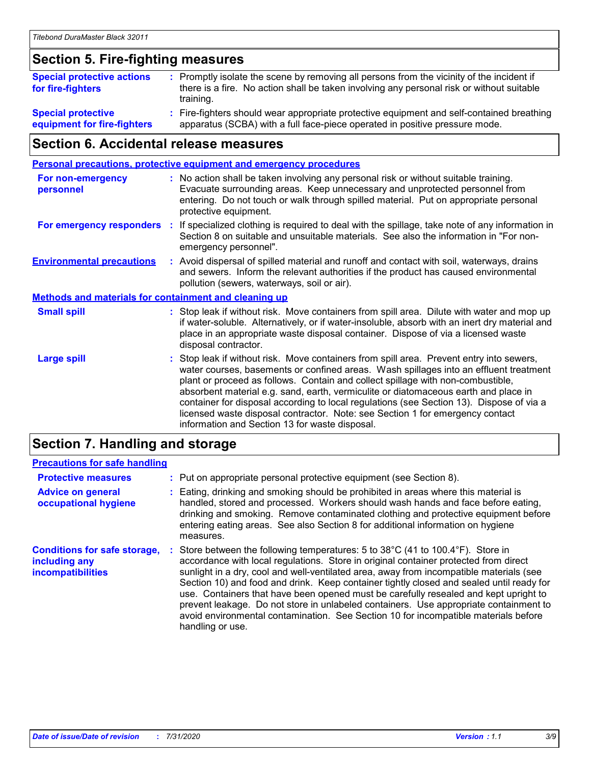## Section 5. Fire-fighting measures

**Special protective actions for fire-fighters** : Promptly isolate the scene by removing all persons from the vicinity of the incident if there is a fire. No action shall be taken involving any personal risk or without suitable training.

**Special protective equipment for fire-fighters** : Fire-fighters should wear appropriate protective equipment and self-contained breathing apparatus (SCBA) with a full face-piece operated in positive pressure mode.

## Section 6. Accidental release measures

### Personal precautions, protective equipment and emergency procedures

**For non-emergency personnel** : No action shall be taken involving any personal risk or without suitable training. Evacuate surrounding areas. Keep unnecessary and unprotected personnel from entering. Do not touch or walk through spilled material. Put on appropriate personal protective equipment.

**For emergency responders** : If specialized clothing is required to deal with the spillage, take note of any information in Section 8 on suitable and unsuitable materials. See also the information in "For non-emergency personnel".

**Environmental precautions** : Avoid dispersal of spilled material and runoff and contact with soil, waterways, drains and sewers. Inform the relevant authorities if the product has caused environmental pollution (sewers, waterways, soil or air).

### Methods and materials for containment and cleaning up

**Small spill** : Stop leak if without risk. Move containers from spill area. Dilute with water and mop up if water-soluble. Alternatively, or if water-insoluble, absorb with an inert dry material and place in an appropriate waste disposal container. Dispose of via a licensed waste disposal contractor.

**Large spill** : Stop leak if without risk. Move containers from spill area. Prevent entry into sewers, water courses, basements or confined areas. Wash spillages into an effluent treatment plant or proceed as follows. Contain and collect spillage with non-combustible, absorbent material e.g. sand, earth, vermiculite or diatomaceous earth and place in container for disposal according to local regulations (see Section 13). Dispose of via a licensed waste disposal contractor. Note: see Section 1 for emergency contact information and Section 13 for waste disposal.

## Section 7. Handling and storage

### Precautions for safe handling

**Protective measures** : Put on appropriate personal protective equipment (see Section 8).

**Advice on general occupational hygiene** : Eating, drinking and smoking should be prohibited in areas where this material is handled, stored and processed. Workers should wash hands and face before eating, drinking and smoking. Remove contaminated clothing and protective equipment before entering eating areas. See also Section 8 for additional information on hygiene measures.

**Conditions for safe storage, including any incompatibilities** : Store between the following temperatures: 5 to 38°C (41 to 100.4°F). Store in accordance with local regulations. Store in original container protected from direct sunlight in a dry, cool and well-ventilated area, away from incompatible materials (see Section 10) and food and drink. Keep container tightly closed and sealed until ready for use. Containers that have been opened must be carefully resealed and kept upright to prevent leakage. Do not store in unlabeled containers. Use appropriate containment to avoid environmental contamination. See Section 10 for incompatible materials before handling or use.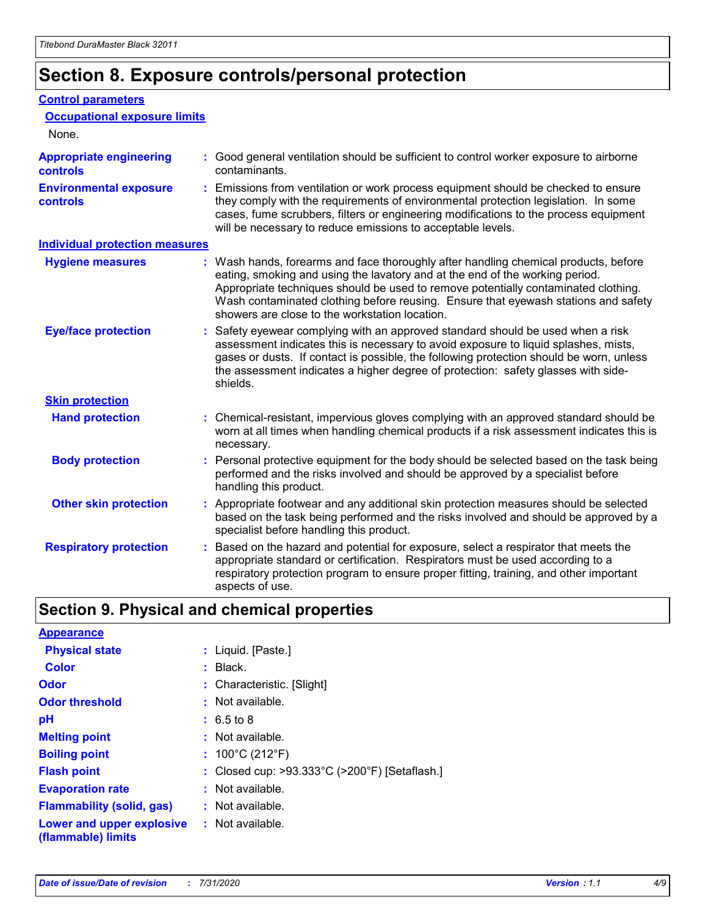# Section 8. Exposure controls/personal protection

**Control parameters**

**Occupational exposure limits**

None.

**Appropriate engineering controls** : Good general ventilation should be sufficient to control worker exposure to airborne contaminants.

**Environmental exposure controls** : Emissions from ventilation or work process equipment should be checked to ensure they comply with the requirements of environmental protection legislation. In some cases, fume scrubbers, filters or engineering modifications to the process equipment will be necessary to reduce emissions to acceptable levels.

**Individual protection measures**

**Hygiene measures** : Wash hands, forearms and face thoroughly after handling chemical products, before eating, smoking and using the lavatory and at the end of the working period. Appropriate techniques should be used to remove potentially contaminated clothing. Wash contaminated clothing before reusing. Ensure that eyewash stations and safety showers are close to the workstation location.

**Eye/face protection** : Safety eyewear complying with an approved standard should be used when a risk assessment indicates this is necessary to avoid exposure to liquid splashes, mists, gases or dusts. If contact is possible, the following protection should be worn, unless the assessment indicates a higher degree of protection: safety glasses with side-shields.

**Skin protection**

**Hand protection** : Chemical-resistant, impervious gloves complying with an approved standard should be worn at all times when handling chemical products if a risk assessment indicates this is necessary.

**Body protection** : Personal protective equipment for the body should be selected based on the task being performed and the risks involved and should be approved by a specialist before handling this product.

**Other skin protection** : Appropriate footwear and any additional skin protection measures should be selected based on the task being performed and the risks involved and should be approved by a specialist before handling this product.

**Respiratory protection** : Based on the hazard and potential for exposure, select a respirator that meets the appropriate standard or certification. Respirators must be used according to a respiratory protection program to ensure proper fitting, training, and other important aspects of use.

# Section 9. Physical and chemical properties

**Appearance**

**Physical state** : Liquid. [Paste.]

**Color** : Black.

**Odor** : Characteristic. [Slight]

**Odor threshold** : Not available.

**pH** : 6.5 to 8

**Melting point** : Not available.

**Boiling point** : 100°C (212°F)

**Flash point** : Closed cup: >93.333°C (>200°F) [Setaflash.]

**Evaporation rate** : Not available.

**Flammability (solid, gas)** : Not available.

**Lower and upper explosive (flammable) limits** : Not available.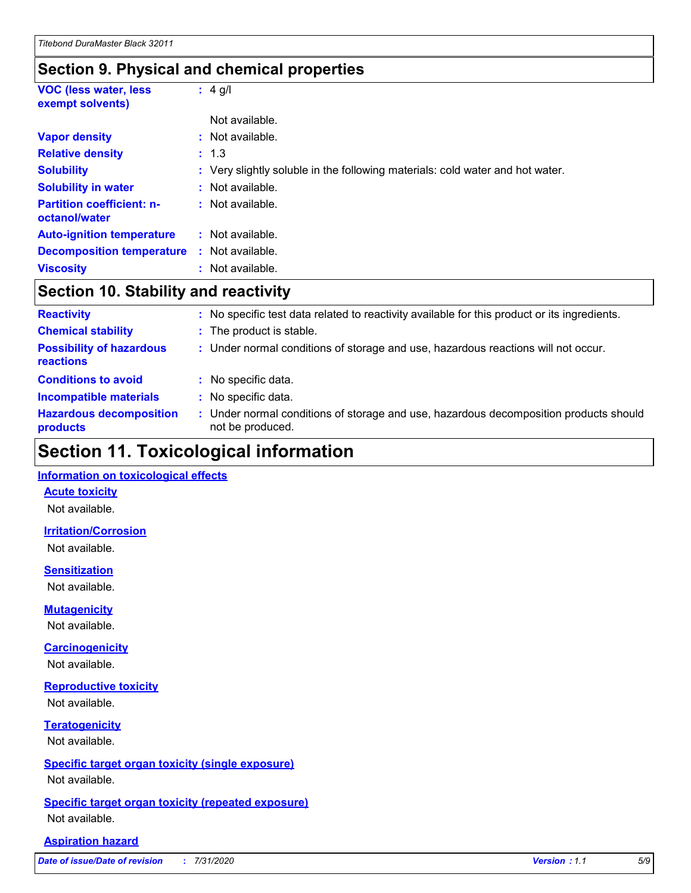## Section 9. Physical and chemical properties

| | |
|---|---|
| **VOC (less water, less exempt solvents)** | : 4 g/l |
| | Not available. |
| **Vapor density** | : Not available. |
| **Relative density** | : 1.3 |
| **Solubility** | : Very slightly soluble in the following materials: cold water and hot water. |
| **Solubility in water** | : Not available. |
| **Partition coefficient: n-octanol/water** | : Not available. |
| **Auto-ignition temperature** | : Not available. |
| **Decomposition temperature** | : Not available. |
| **Viscosity** | : Not available. |

## Section 10. Stability and reactivity

| | |
|---|---|
| **Reactivity** | : No specific test data related to reactivity available for this product or its ingredients. |
| **Chemical stability** | : The product is stable. |
| **Possibility of hazardous reactions** | : Under normal conditions of storage and use, hazardous reactions will not occur. |
| **Conditions to avoid** | : No specific data. |
| **Incompatible materials** | : No specific data. |
| **Hazardous decomposition products** | : Under normal conditions of storage and use, hazardous decomposition products should not be produced. |

# Section 11. Toxicological information

### Information on toxicological effects

#### Acute toxicity

Not available.

#### Irritation/Corrosion

Not available.

#### Sensitization

Not available.

#### Mutagenicity

Not available.

#### Carcinogenicity

Not available.

#### Reproductive toxicity

Not available.

#### Teratogenicity

Not available.

#### Specific target organ toxicity (single exposure)

Not available.

#### Specific target organ toxicity (repeated exposure)

Not available.

#### Aspiration hazard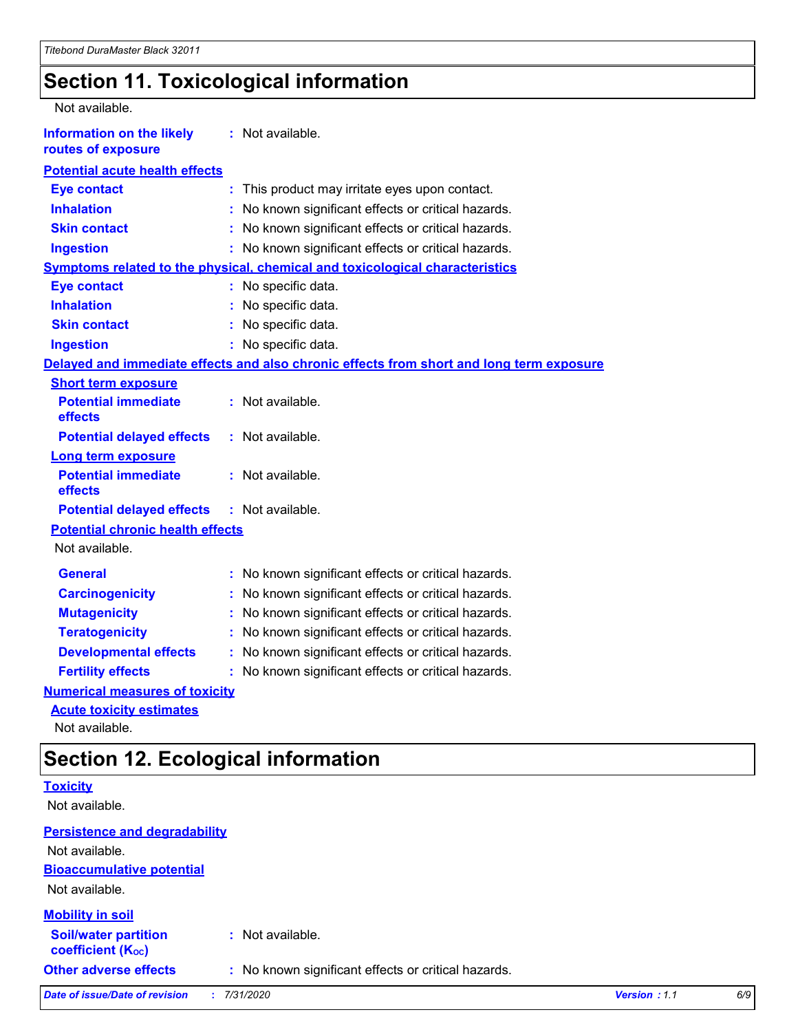# Section 11. Toxicological information

Not available.

**Information on the likely routes of exposure** : Not available.

**Potential acute health effects**

| | |
|---|---|
| **Eye contact** | : This product may irritate eyes upon contact. |
| **Inhalation** | : No known significant effects or critical hazards. |
| **Skin contact** | : No known significant effects or critical hazards. |
| **Ingestion** | : No known significant effects or critical hazards. |

**Symptoms related to the physical, chemical and toxicological characteristics**

| | |
|---|---|
| **Eye contact** | : No specific data. |
| **Inhalation** | : No specific data. |
| **Skin contact** | : No specific data. |
| **Ingestion** | : No specific data. |

**Delayed and immediate effects and also chronic effects from short and long term exposure**

**Short term exposure**

| | |
|---|---|
| **Potential immediate effects** | : Not available. |
| **Potential delayed effects** | : Not available. |

**Long term exposure**

| | |
|---|---|
| **Potential immediate effects** | : Not available. |
| **Potential delayed effects** | : Not available. |

**Potential chronic health effects**

Not available.

| | |
|---|---|
| **General** | : No known significant effects or critical hazards. |
| **Carcinogenicity** | : No known significant effects or critical hazards. |
| **Mutagenicity** | : No known significant effects or critical hazards. |
| **Teratogenicity** | : No known significant effects or critical hazards. |
| **Developmental effects** | : No known significant effects or critical hazards. |
| **Fertility effects** | : No known significant effects or critical hazards. |

**Numerical measures of toxicity**

**Acute toxicity estimates**

Not available.

# Section 12. Ecological information

**Toxicity**

Not available.

**Persistence and degradability**

Not available.

**Bioaccumulative potential**

Not available.

**Mobility in soil**

| | |
|---|---|
| **Soil/water partition coefficient ($K_{OC}$)** | : Not available. |
| **Other adverse effects** | : No known significant effects or critical hazards. |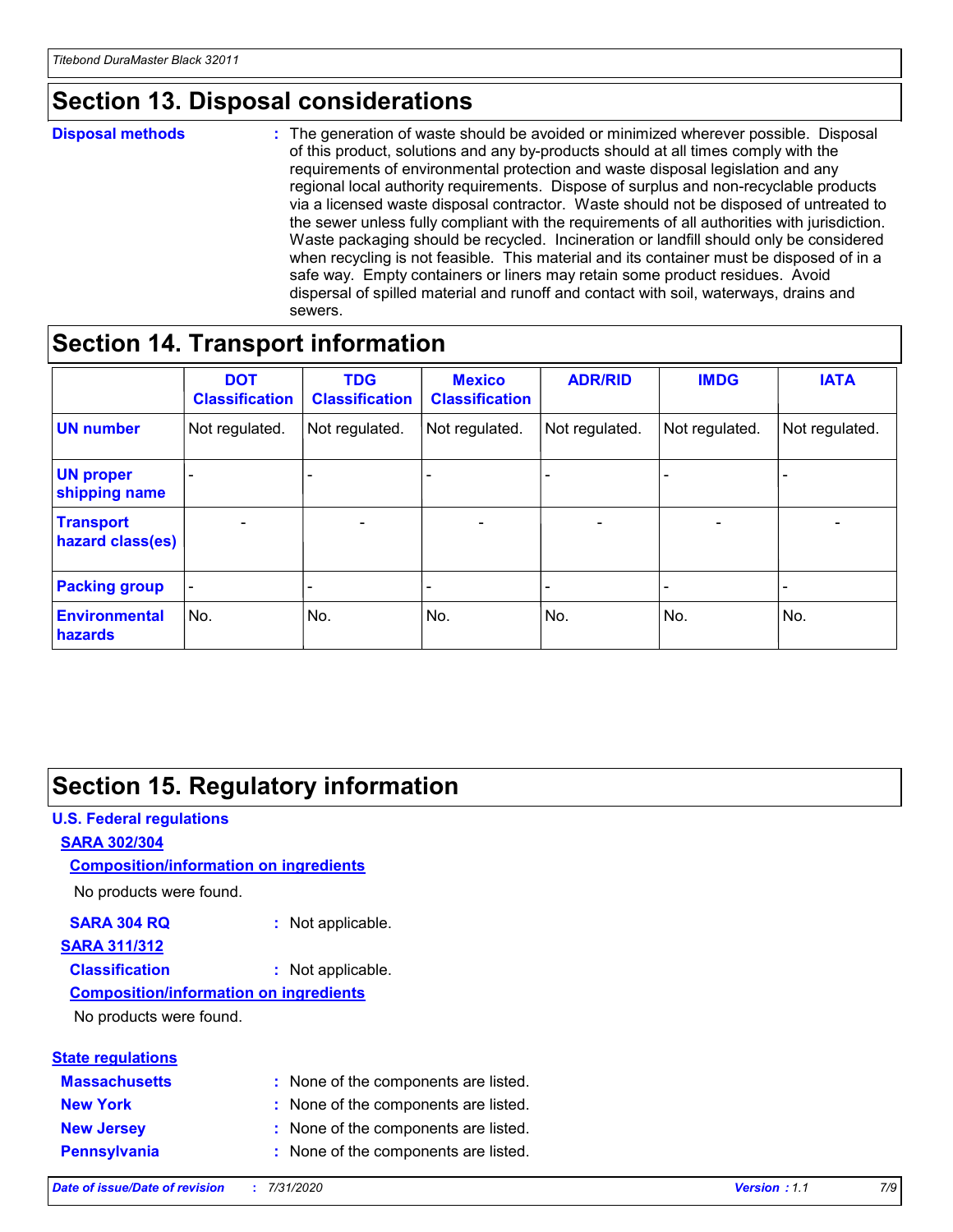## Section 13. Disposal considerations

**Disposal methods** : The generation of waste should be avoided or minimized wherever possible. Disposal of this product, solutions and any by-products should at all times comply with the requirements of environmental protection and waste disposal legislation and any regional local authority requirements. Dispose of surplus and non-recyclable products via a licensed waste disposal contractor. Waste should not be disposed of untreated to the sewer unless fully compliant with the requirements of all authorities with jurisdiction. Waste packaging should be recycled. Incineration or landfill should only be considered when recycling is not feasible. This material and its container must be disposed of in a safe way. Empty containers or liners may retain some product residues. Avoid dispersal of spilled material and runoff and contact with soil, waterways, drains and sewers.

## Section 14. Transport information

| | DOT Classification | TDG Classification | Mexico Classification | ADR/RID | IMDG | IATA |
|---|---|---|---|---|---|---|
| UN number | Not regulated. | Not regulated. | Not regulated. | Not regulated. | Not regulated. | Not regulated. |
| UN proper shipping name | - | - | - | - | - | - |
| Transport hazard class(es) | - | - | - | - | - | - |
| Packing group | - | - | - | - | - | - |
| Environmental hazards | No. | No. | No. | No. | No. | No. |

## Section 15. Regulatory information

**U.S. Federal regulations**

**SARA 302/304**

**Composition/information on ingredients**

No products were found.

**SARA 304 RQ** : Not applicable.

**SARA 311/312**

**Classification** : Not applicable.

**Composition/information on ingredients**

No products were found.

**State regulations**

**Massachusetts** : None of the components are listed.

**New York** : None of the components are listed.

**New Jersey** : None of the components are listed.

**Pennsylvania** : None of the components are listed.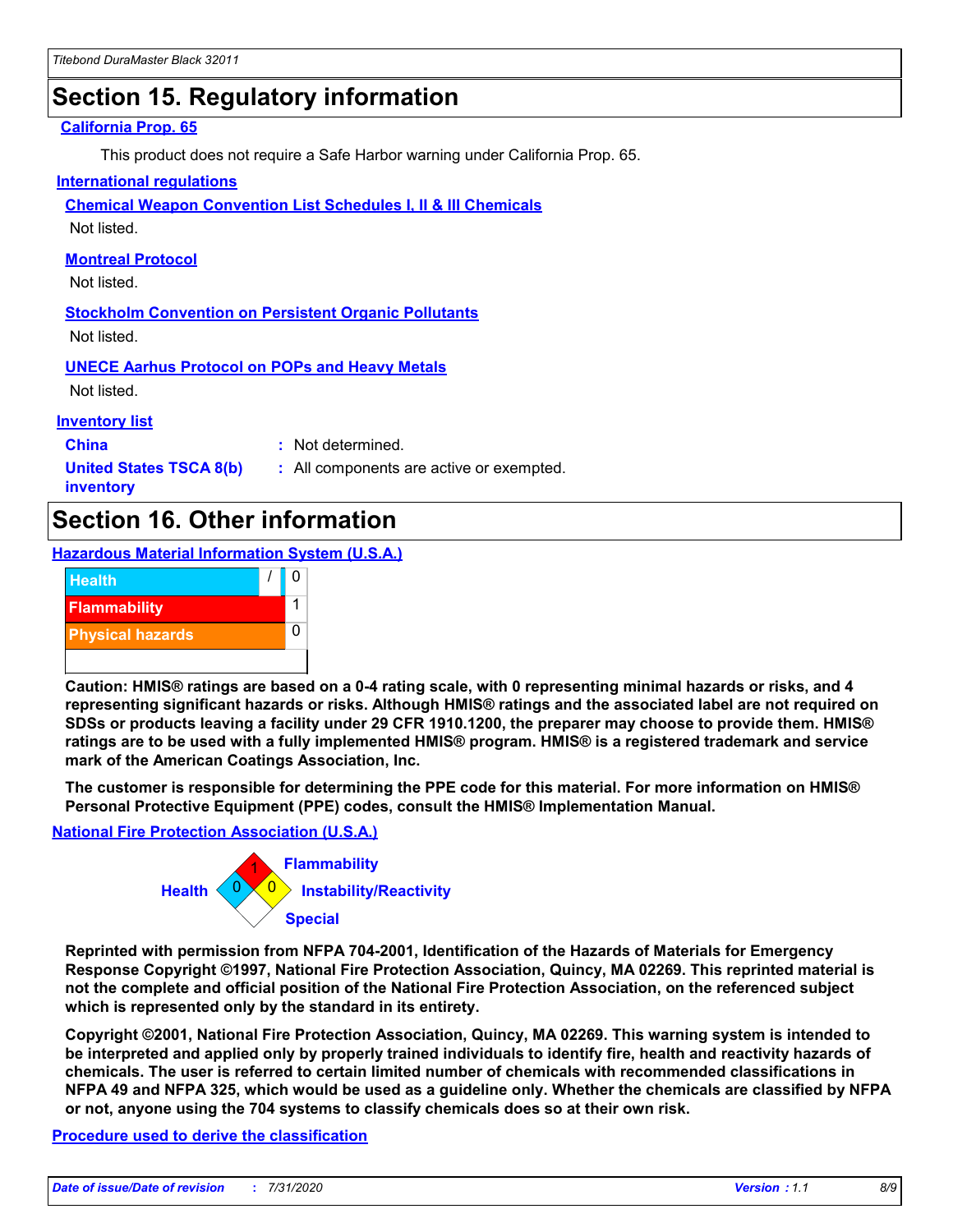## Section 15. Regulatory information

**California Prop. 65**

This product does not require a Safe Harbor warning under California Prop. 65.

**International regulations**

**Chemical Weapon Convention List Schedules I, II & III Chemicals**

Not listed.

**Montreal Protocol**

Not listed.

**Stockholm Convention on Persistent Organic Pollutants**

Not listed.

**UNECE Aarhus Protocol on POPs and Heavy Metals**

Not listed.

**Inventory list**

**China** : Not determined.

**United States TSCA 8(b) inventory** : All components are active or exempted.

## Section 16. Other information

**Hazardous Material Information System (U.S.A.)**

| Hazard | Rating |
| --- | --- |
| Health | / 0 |
| Flammability | 1 |
| Physical hazards | 0 |

**Caution: HMIS® ratings are based on a 0-4 rating scale, with 0 representing minimal hazards or risks, and 4 representing significant hazards or risks. Although HMIS® ratings and the associated label are not required on SDSs or products leaving a facility under 29 CFR 1910.1200, the preparer may choose to provide them. HMIS® ratings are to be used with a fully implemented HMIS® program. HMIS® is a registered trademark and service mark of the American Coatings Association, Inc.**

**The customer is responsible for determining the PPE code for this material. For more information on HMIS® Personal Protective Equipment (PPE) codes, consult the HMIS® Implementation Manual.**

**National Fire Protection Association (U.S.A.)**

| Category | Rating |
| --- | --- |
| Health | 0 |
| Flammability | 1 |
| Instability/Reactivity | 0 |
| Special | |

**Reprinted with permission from NFPA 704-2001, Identification of the Hazards of Materials for Emergency Response Copyright ©1997, National Fire Protection Association, Quincy, MA 02269. This reprinted material is not the complete and official position of the National Fire Protection Association, on the referenced subject which is represented only by the standard in its entirety.**

**Copyright ©2001, National Fire Protection Association, Quincy, MA 02269. This warning system is intended to be interpreted and applied only by properly trained individuals to identify fire, health and reactivity hazards of chemicals. The user is referred to certain limited number of chemicals with recommended classifications in NFPA 49 and NFPA 325, which would be used as a guideline only. Whether the chemicals are classified by NFPA or not, anyone using the 704 systems to classify chemicals does so at their own risk.**

**Procedure used to derive the classification**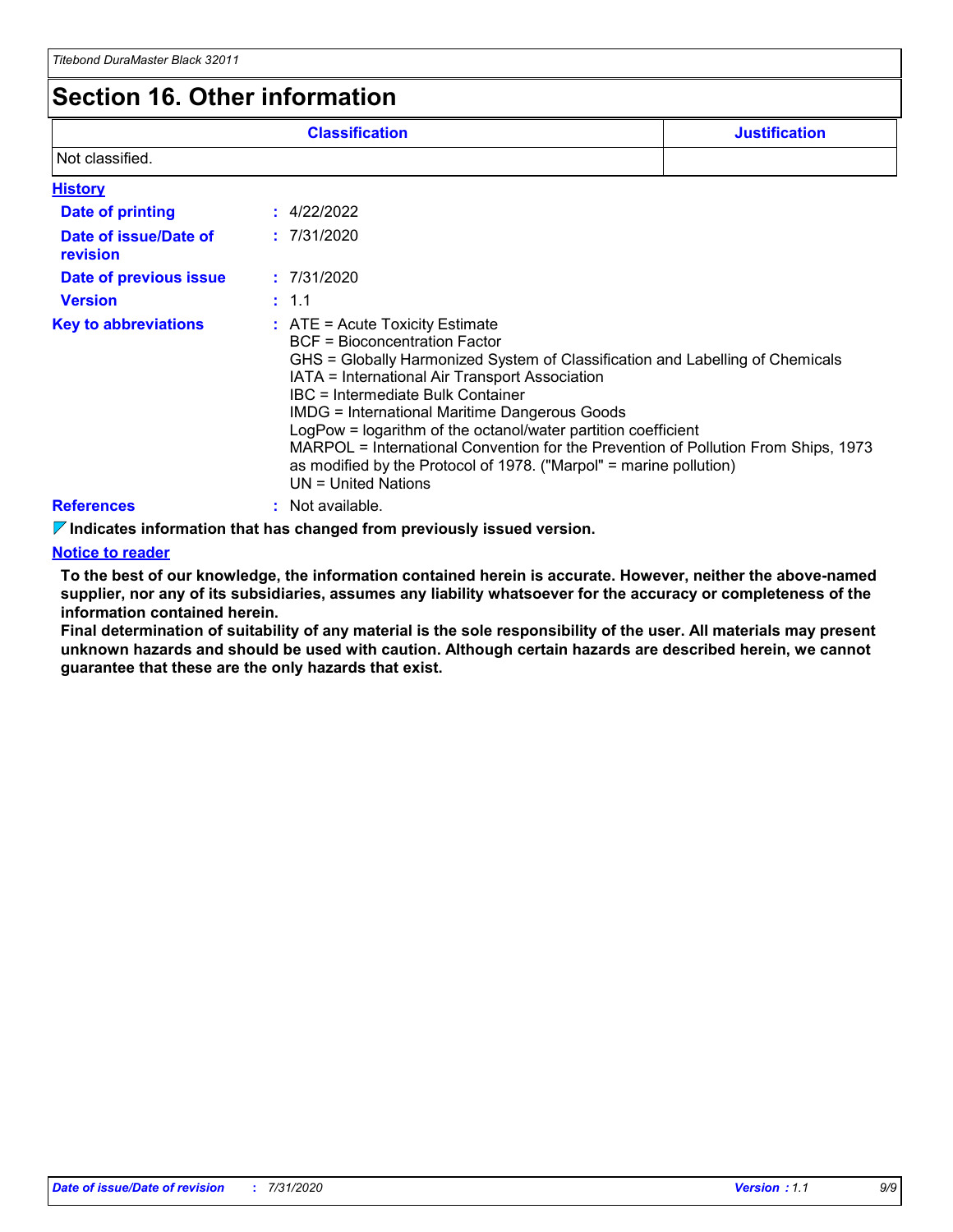# Section 16. Other information

| Classification | Justification |
| --- | --- |
| Not classified. | |

**History**

**Date of printing** : 4/22/2022

**Date of issue/Date of revision** : 7/31/2020

**Date of previous issue** : 7/31/2020

**Version** : 1.1

**Key to abbreviations** : ATE = Acute Toxicity Estimate
BCF = Bioconcentration Factor
GHS = Globally Harmonized System of Classification and Labelling of Chemicals
IATA = International Air Transport Association
IBC = Intermediate Bulk Container
IMDG = International Maritime Dangerous Goods
LogPow = logarithm of the octanol/water partition coefficient
MARPOL = International Convention for the Prevention of Pollution From Ships, 1973 as modified by the Protocol of 1978. ("Marpol" = marine pollution)
UN = United Nations

**References** : Not available.

**Indicates information that has changed from previously issued version.**

**Notice to reader**

**To the best of our knowledge, the information contained herein is accurate. However, neither the above-named supplier, nor any of its subsidiaries, assumes any liability whatsoever for the accuracy or completeness of the information contained herein.**

**Final determination of suitability of any material is the sole responsibility of the user. All materials may present unknown hazards and should be used with caution. Although certain hazards are described herein, we cannot guarantee that these are the only hazards that exist.**